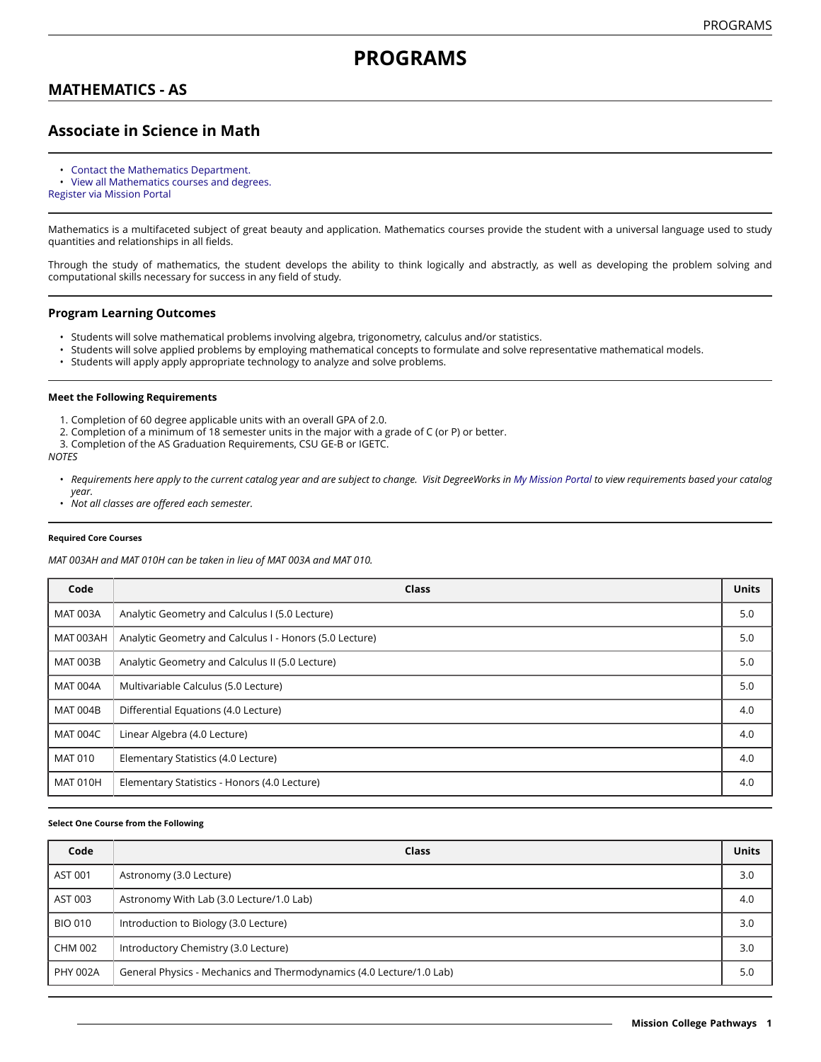# PROGRAMS

## MATHEMATICS - AS

## Associate in Science in Math

- Contact the Mathematics Department.
- View all Mathematics courses and degrees.

Register via Mission Portal

Mathematics is a multifaceted subject of great beauty and application. Mathematics courses provide the student with a universal language used to study quantities and relationships in all fields.

Through the study of mathematics, the student develops the ability to think logically and abstractly, as well as developing the problem solving and computational skills necessary for success in any field of study.

### Program Learning Outcomes

- Students will solve mathematical problems involving algebra, trigonometry, calculus and/or statistics.
- Students will solve applied problems by employing mathematical concepts to formulate and solve representative mathematical models.
- Students will apply apply appropriate technology to analyze and solve problems.

#### Meet the Following Requirements

1. Completion of 60 degree applicable units with an overall GPA of 2.0.
2. Completion of a minimum of 18 semester units in the major with a grade of C (or P) or better.
3. Completion of the AS Graduation Requirements, CSU GE-B or IGETC.

*NOTES*

- *Requirements here apply to the current catalog year and are subject to change. Visit DegreeWorks in My Mission Portal to view requirements based your catalog year.*
- *Not all classes are offered each semester.*

##### Required Core Courses

*MAT 003AH and MAT 010H can be taken in lieu of MAT 003A and MAT 010.*

| Code | Class | Units |
|---|---|---|
| MAT 003A | Analytic Geometry and Calculus I (5.0 Lecture) | 5.0 |
| MAT 003AH | Analytic Geometry and Calculus I - Honors (5.0 Lecture) | 5.0 |
| MAT 003B | Analytic Geometry and Calculus II (5.0 Lecture) | 5.0 |
| MAT 004A | Multivariable Calculus (5.0 Lecture) | 5.0 |
| MAT 004B | Differential Equations (4.0 Lecture) | 4.0 |
| MAT 004C | Linear Algebra (4.0 Lecture) | 4.0 |
| MAT 010 | Elementary Statistics (4.0 Lecture) | 4.0 |
| MAT 010H | Elementary Statistics - Honors (4.0 Lecture) | 4.0 |

##### Select One Course from the Following

| Code | Class | Units |
|---|---|---|
| AST 001 | Astronomy (3.0 Lecture) | 3.0 |
| AST 003 | Astronomy With Lab (3.0 Lecture/1.0 Lab) | 4.0 |
| BIO 010 | Introduction to Biology (3.0 Lecture) | 3.0 |
| CHM 002 | Introductory Chemistry (3.0 Lecture) | 3.0 |
| PHY 002A | General Physics - Mechanics and Thermodynamics (4.0 Lecture/1.0 Lab) | 5.0 |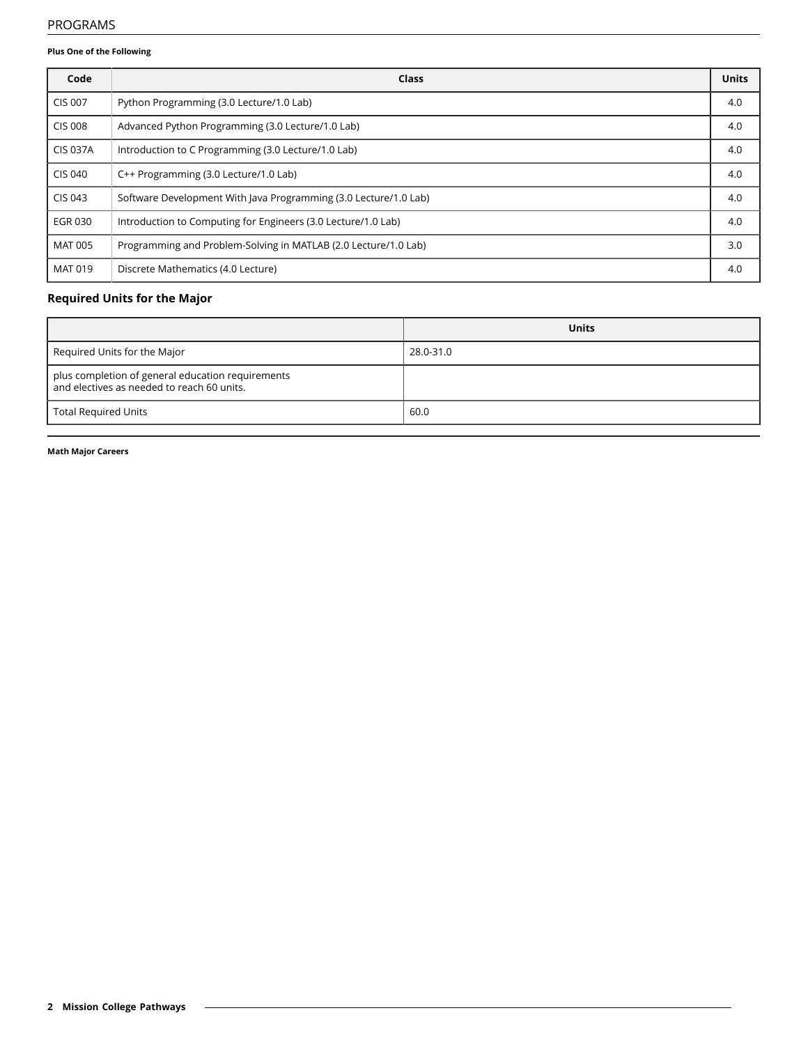**Plus One of the Following**

| Code | Class | Units |
|---|---|---|
| CIS 007 | Python Programming (3.0 Lecture/1.0 Lab) | 4.0 |
| CIS 008 | Advanced Python Programming (3.0 Lecture/1.0 Lab) | 4.0 |
| CIS 037A | Introduction to C Programming (3.0 Lecture/1.0 Lab) | 4.0 |
| CIS 040 | C++ Programming (3.0 Lecture/1.0 Lab) | 4.0 |
| CIS 043 | Software Development With Java Programming (3.0 Lecture/1.0 Lab) | 4.0 |
| EGR 030 | Introduction to Computing for Engineers (3.0 Lecture/1.0 Lab) | 4.0 |
| MAT 005 | Programming and Problem-Solving in MATLAB (2.0 Lecture/1.0 Lab) | 3.0 |
| MAT 019 | Discrete Mathematics (4.0 Lecture) | 4.0 |

### Required Units for the Major

| | Units |
|---|---|
| Required Units for the Major | 28.0-31.0 |
| plus completion of general education requirements and electives as needed to reach 60 units. | |
| Total Required Units | 60.0 |

**Math Major Careers**